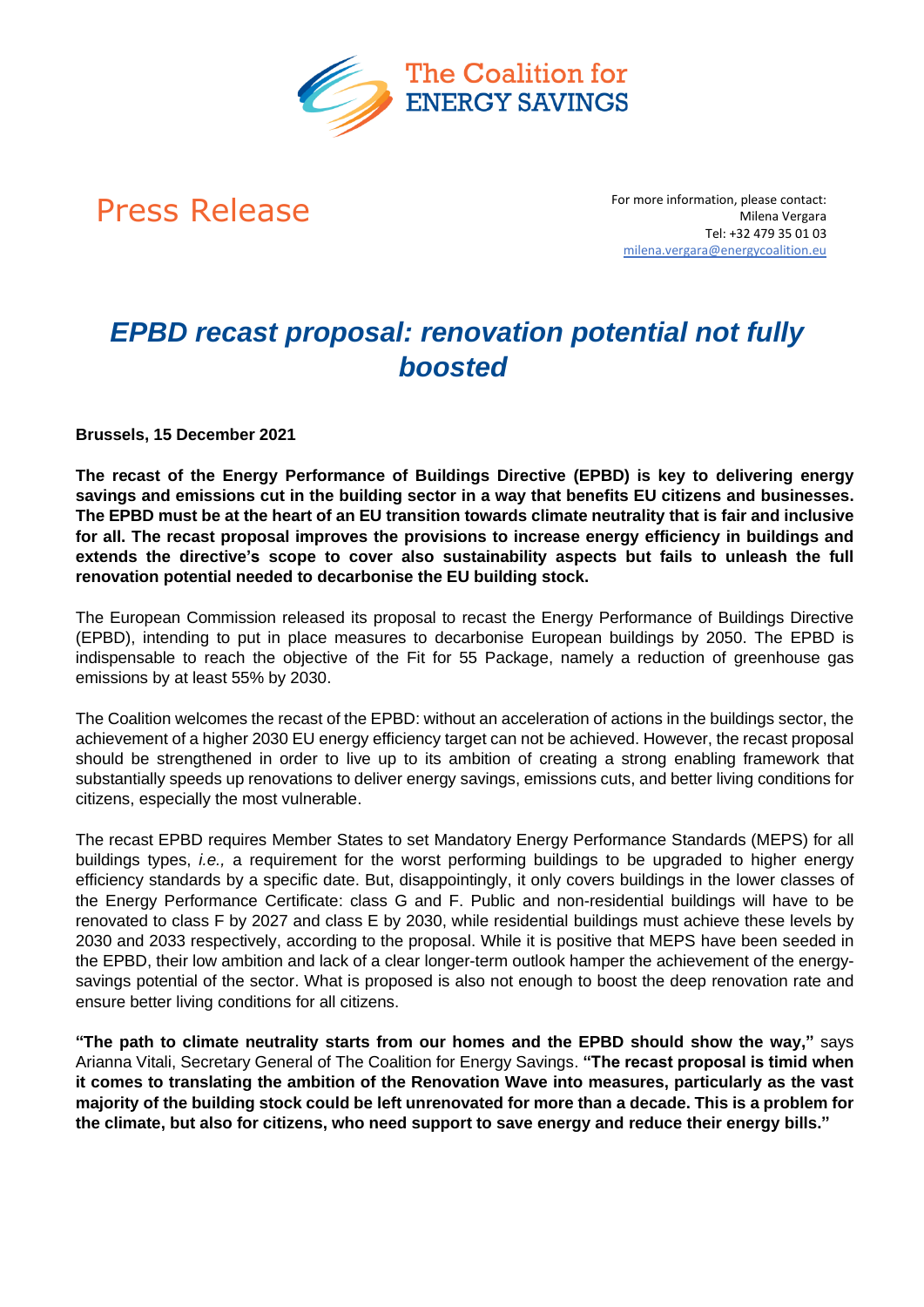The Coalition for ENERGY SAVINGS

Press Release

For more information, please contact:
Milena Vergara
Tel: +32 479 35 01 03
milena.vergara@energycoalition.eu

# *EPBD recast proposal: renovation potential not fully boosted*

**Brussels, 15 December 2021**

**The recast of the Energy Performance of Buildings Directive (EPBD) is key to delivering energy savings and emissions cut in the building sector in a way that benefits EU citizens and businesses. The EPBD must be at the heart of an EU transition towards climate neutrality that is fair and inclusive for all. The recast proposal improves the provisions to increase energy efficiency in buildings and extends the directive's scope to cover also sustainability aspects but fails to unleash the full renovation potential needed to decarbonise the EU building stock.**

The European Commission released its proposal to recast the Energy Performance of Buildings Directive (EPBD), intending to put in place measures to decarbonise European buildings by 2050. The EPBD is indispensable to reach the objective of the Fit for 55 Package, namely a reduction of greenhouse gas emissions by at least 55% by 2030.

The Coalition welcomes the recast of the EPBD: without an acceleration of actions in the buildings sector, the achievement of a higher 2030 EU energy efficiency target can not be achieved. However, the recast proposal should be strengthened in order to live up to its ambition of creating a strong enabling framework that substantially speeds up renovations to deliver energy savings, emissions cuts, and better living conditions for citizens, especially the most vulnerable.

The recast EPBD requires Member States to set Mandatory Energy Performance Standards (MEPS) for all buildings types, *i.e.,* a requirement for the worst performing buildings to be upgraded to higher energy efficiency standards by a specific date. But, disappointingly, it only covers buildings in the lower classes of the Energy Performance Certificate: class G and F. Public and non-residential buildings will have to be renovated to class F by 2027 and class E by 2030, while residential buildings must achieve these levels by 2030 and 2033 respectively, according to the proposal. While it is positive that MEPS have been seeded in the EPBD, their low ambition and lack of a clear longer-term outlook hamper the achievement of the energy-savings potential of the sector. What is proposed is also not enough to boost the deep renovation rate and ensure better living conditions for all citizens.

**"The path to climate neutrality starts from our homes and the EPBD should show the way,"** says Arianna Vitali, Secretary General of The Coalition for Energy Savings. **"The recast proposal is timid when it comes to translating the ambition of the Renovation Wave into measures, particularly as the vast majority of the building stock could be left unrenovated for more than a decade. This is a problem for the climate, but also for citizens, who need support to save energy and reduce their energy bills."**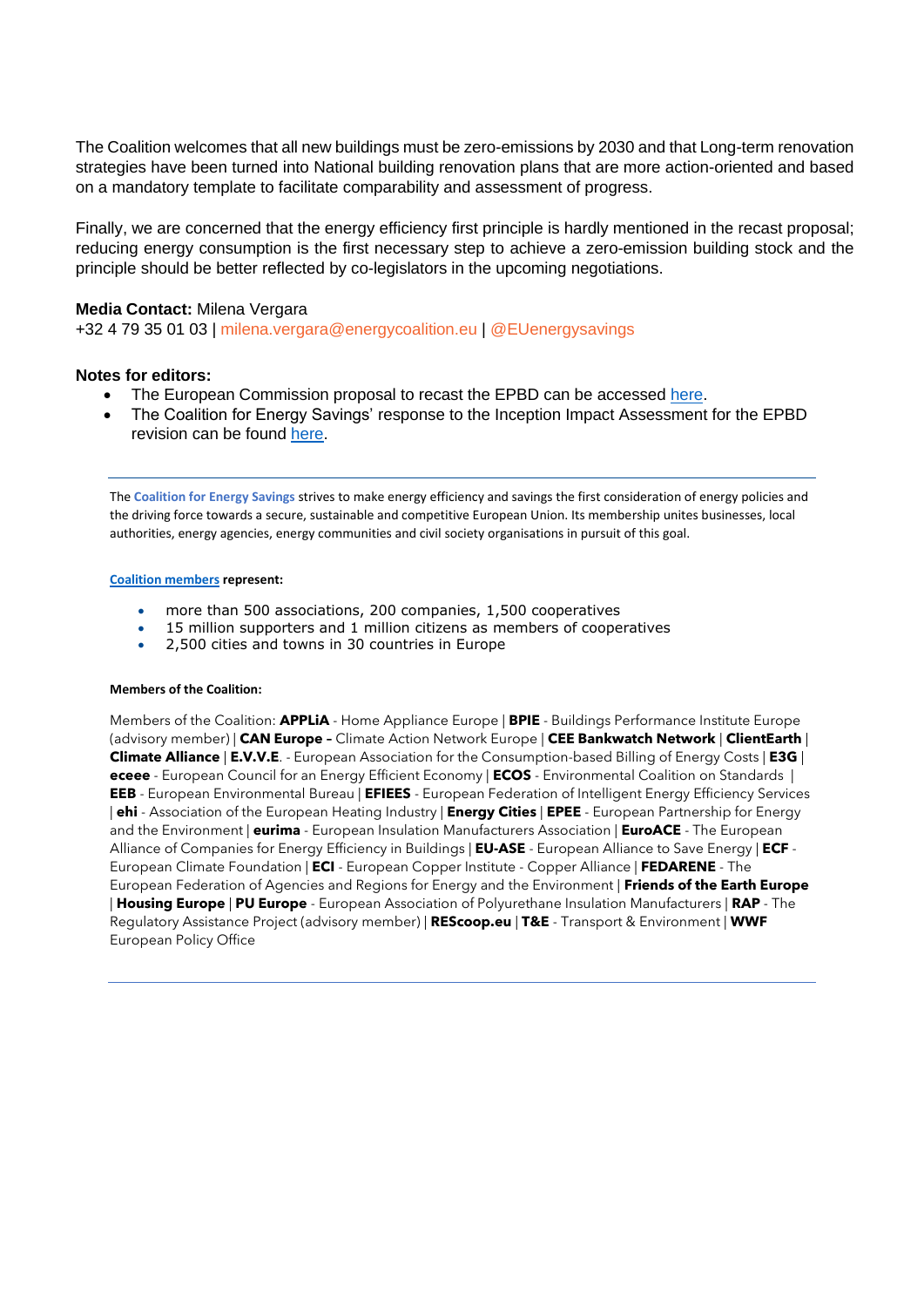The Coalition welcomes that all new buildings must be zero-emissions by 2030 and that Long-term renovation strategies have been turned into National building renovation plans that are more action-oriented and based on a mandatory template to facilitate comparability and assessment of progress.

Finally, we are concerned that the energy efficiency first principle is hardly mentioned in the recast proposal; reducing energy consumption is the first necessary step to achieve a zero-emission building stock and the principle should be better reflected by co-legislators in the upcoming negotiations.

**Media Contact:** Milena Vergara
+32 4 79 35 01 03 | milena.vergara@energycoalition.eu | @EUenergysavings

**Notes for editors:**

- The European Commission proposal to recast the EPBD can be accessed here.
- The Coalition for Energy Savings' response to the Inception Impact Assessment for the EPBD revision can be found here.

---

The **Coalition for Energy Savings** strives to make energy efficiency and savings the first consideration of energy policies and the driving force towards a secure, sustainable and competitive European Union. Its membership unites businesses, local authorities, energy agencies, energy communities and civil society organisations in pursuit of this goal.

**Coalition members represent:**

- more than 500 associations, 200 companies, 1,500 cooperatives
- 15 million supporters and 1 million citizens as members of cooperatives
- 2,500 cities and towns in 30 countries in Europe

**Members of the Coalition:**

Members of the Coalition: **APPLiA** - Home Appliance Europe | **BPIE** - Buildings Performance Institute Europe (advisory member) | **CAN Europe** – Climate Action Network Europe | **CEE Bankwatch Network** | **ClientEarth** | **Climate Alliance** | **E.V.V.E**. - European Association for the Consumption-based Billing of Energy Costs | **E3G** | **eceee** - European Council for an Energy Efficient Economy | **ECOS** - Environmental Coalition on Standards | **EEB** - European Environmental Bureau | **EFIEES** - European Federation of Intelligent Energy Efficiency Services | **ehi** - Association of the European Heating Industry | **Energy Cities** | **EPEE** - European Partnership for Energy and the Environment | **eurima** - European Insulation Manufacturers Association | **EuroACE** - The European Alliance of Companies for Energy Efficiency in Buildings | **EU-ASE** - European Alliance to Save Energy | **ECF** - European Climate Foundation | **ECI** - European Copper Institute - Copper Alliance | **FEDARENE** - The European Federation of Agencies and Regions for Energy and the Environment | **Friends of the Earth Europe** | **Housing Europe** | **PU Europe** - European Association of Polyurethane Insulation Manufacturers | **RAP** - The Regulatory Assistance Project (advisory member) | **REScoop.eu** | **T&E** - Transport & Environment | **WWF** European Policy Office

---